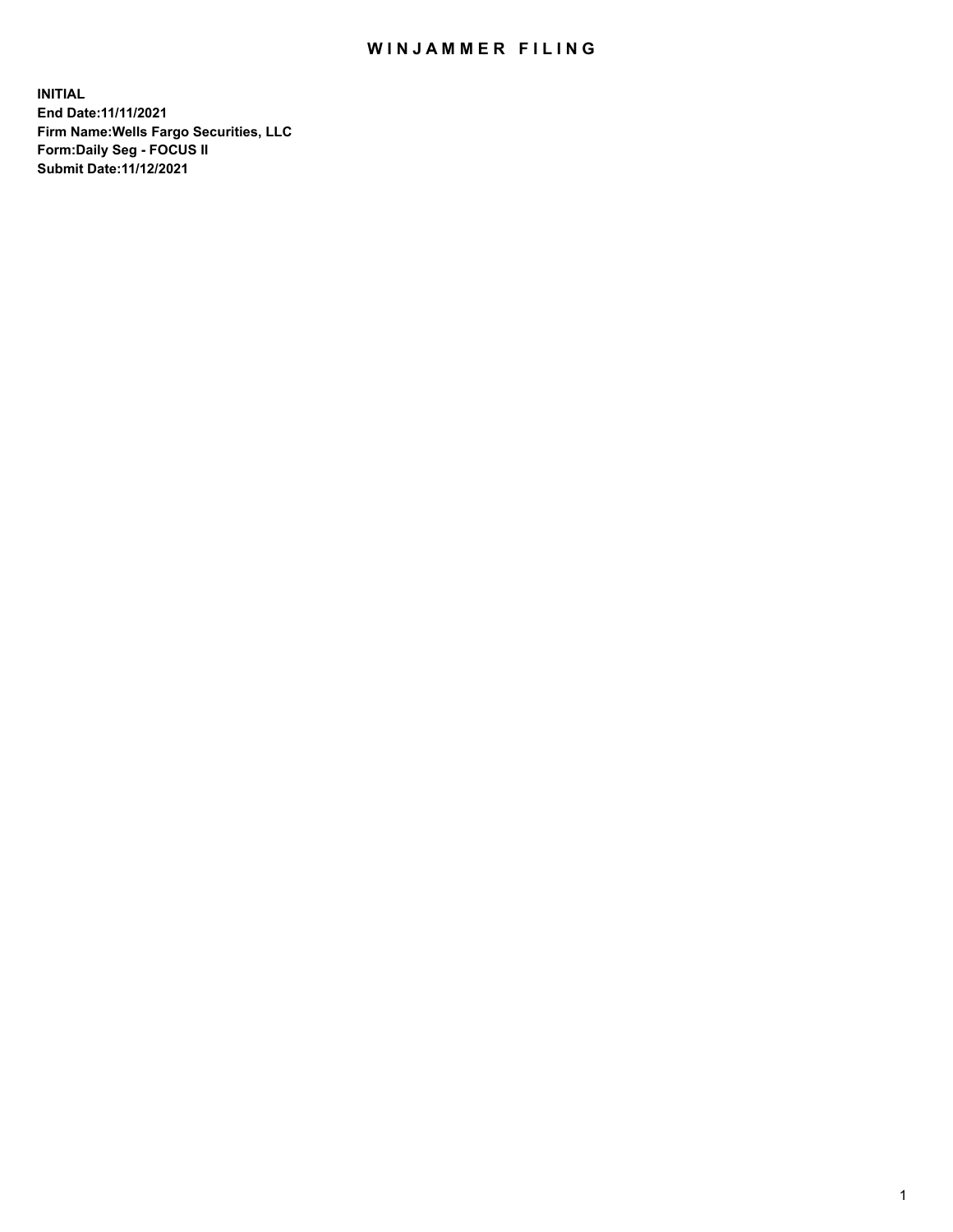# WINJAMMER FILING

**INITIAL**
**End Date:11/11/2021**
**Firm Name:Wells Fargo Securities, LLC**
**Form:Daily Seg - FOCUS II**
**Submit Date:11/12/2021**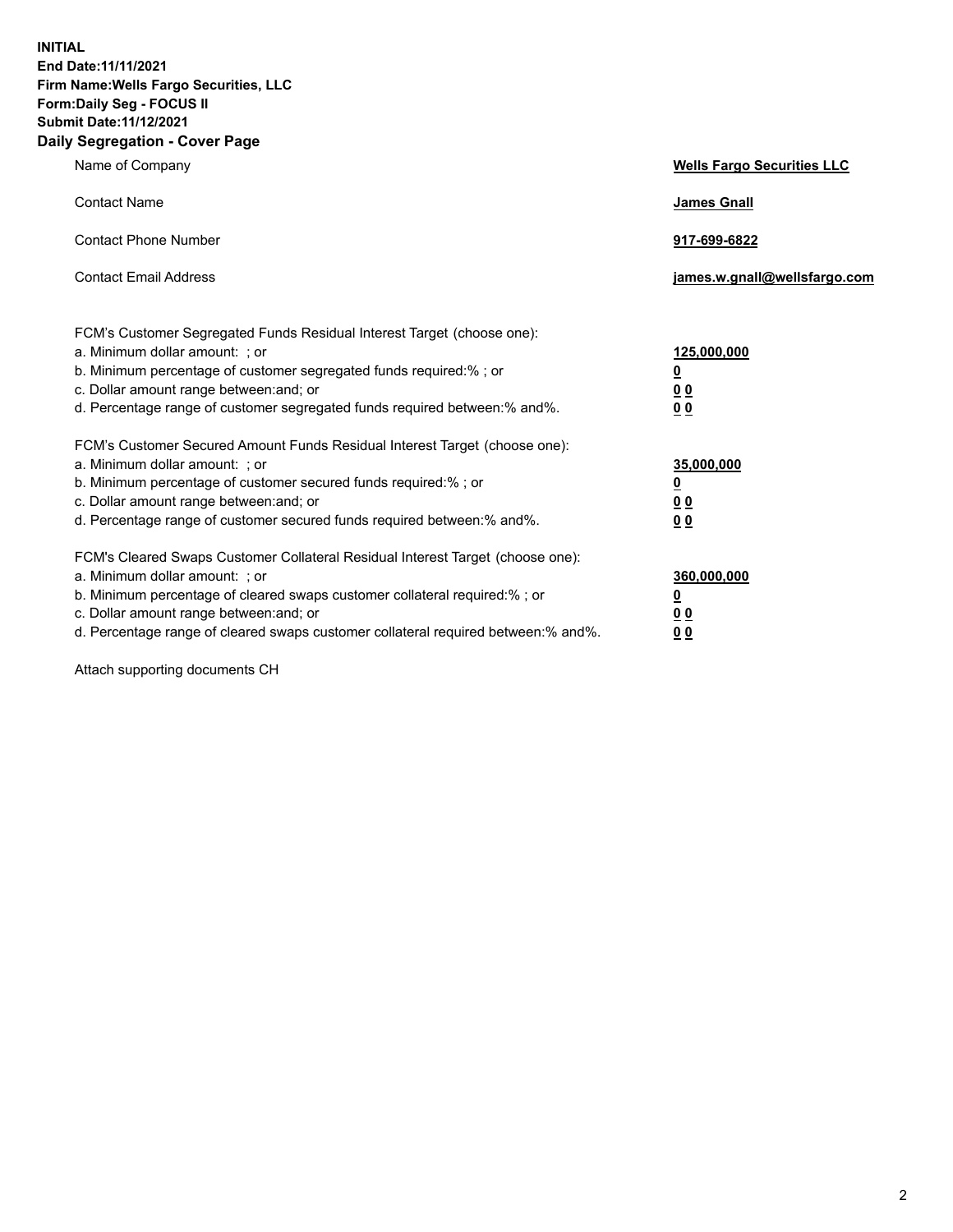**INITIAL**
**End Date:11/11/2021**
**Firm Name:Wells Fargo Securities, LLC**
**Form:Daily Seg - FOCUS II**
**Submit Date:11/12/2021**

## Daily Segregation - Cover Page

| | |
|---|---|
| Name of Company | **Wells Fargo Securities LLC** |
| Contact Name | **James Gnall** |
| Contact Phone Number | **917-699-6822** |
| Contact Email Address | **james.w.gnall@wellsfargo.com** |
| | |
| FCM's Customer Segregated Funds Residual Interest Target (choose one): | |
| a. Minimum dollar amount: ; or | **125,000,000** |
| b. Minimum percentage of customer segregated funds required:% ; or | **0** |
| c. Dollar amount range between:and; or | **0 0** |
| d. Percentage range of customer segregated funds required between:% and%. | **0 0** |
| | |
| FCM's Customer Secured Amount Funds Residual Interest Target (choose one): | |
| a. Minimum dollar amount: ; or | **35,000,000** |
| b. Minimum percentage of customer secured funds required:% ; or | **0** |
| c. Dollar amount range between:and; or | **0 0** |
| d. Percentage range of customer secured funds required between:% and%. | **0 0** |
| | |
| FCM's Cleared Swaps Customer Collateral Residual Interest Target (choose one): | |
| a. Minimum dollar amount: ; or | **360,000,000** |
| b. Minimum percentage of cleared swaps customer collateral required:% ; or | **0** |
| c. Dollar amount range between:and; or | **0 0** |
| d. Percentage range of cleared swaps customer collateral required between:% and%. | **0 0** |

Attach supporting documents CH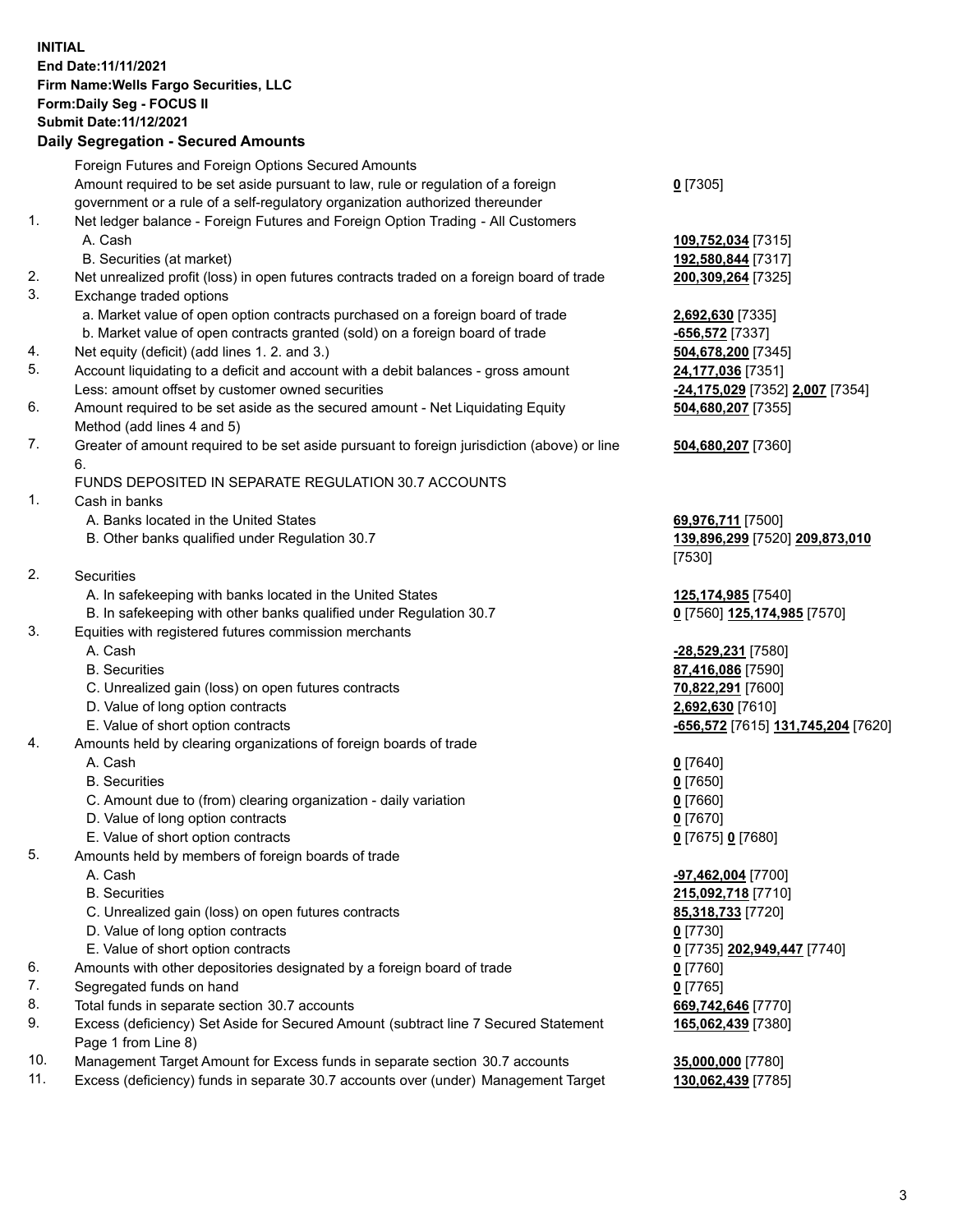**INITIAL**
**End Date:11/11/2021**
**Firm Name:Wells Fargo Securities, LLC**
**Form:Daily Seg - FOCUS II**
**Submit Date:11/12/2021**

## Daily Segregation - Secured Amounts

| | | |
|---|---|---|
| | Foreign Futures and Foreign Options Secured Amounts | |
| | Amount required to be set aside pursuant to law, rule or regulation of a foreign government or a rule of a self-regulatory organization authorized thereunder | **0** [7305] |
| 1. | Net ledger balance - Foreign Futures and Foreign Option Trading - All Customers | |
| | A. Cash | **109,752,034** [7315] |
| | B. Securities (at market) | **192,580,844** [7317] |
| 2. | Net unrealized profit (loss) in open futures contracts traded on a foreign board of trade | **200,309,264** [7325] |
| 3. | Exchange traded options | |
| | a. Market value of open option contracts purchased on a foreign board of trade | **2,692,630** [7335] |
| | b. Market value of open contracts granted (sold) on a foreign board of trade | **-656,572** [7337] |
| 4. | Net equity (deficit) (add lines 1. 2. and 3.) | **504,678,200** [7345] |
| 5. | Account liquidating to a deficit and account with a debit balances - gross amount | **24,177,036** [7351] |
| | Less: amount offset by customer owned securities | **-24,175,029** [7352] **2,007** [7354] |
| 6. | Amount required to be set aside as the secured amount - Net Liquidating Equity Method (add lines 4 and 5) | **504,680,207** [7355] |
| 7. | Greater of amount required to be set aside pursuant to foreign jurisdiction (above) or line 6. | **504,680,207** [7360] |
| | FUNDS DEPOSITED IN SEPARATE REGULATION 30.7 ACCOUNTS | |
| 1. | Cash in banks | |
| | A. Banks located in the United States | **69,976,711** [7500] |
| | B. Other banks qualified under Regulation 30.7 | **139,896,299** [7520] **209,873,010** [7530] |
| 2. | Securities | |
| | A. In safekeeping with banks located in the United States | **125,174,985** [7540] |
| | B. In safekeeping with other banks qualified under Regulation 30.7 | **0** [7560] **125,174,985** [7570] |
| 3. | Equities with registered futures commission merchants | |
| | A. Cash | **-28,529,231** [7580] |
| | B. Securities | **87,416,086** [7590] |
| | C. Unrealized gain (loss) on open futures contracts | **70,822,291** [7600] |
| | D. Value of long option contracts | **2,692,630** [7610] |
| | E. Value of short option contracts | **-656,572** [7615] **131,745,204** [7620] |
| 4. | Amounts held by clearing organizations of foreign boards of trade | |
| | A. Cash | **0** [7640] |
| | B. Securities | **0** [7650] |
| | C. Amount due to (from) clearing organization - daily variation | **0** [7660] |
| | D. Value of long option contracts | **0** [7670] |
| | E. Value of short option contracts | **0** [7675] **0** [7680] |
| 5. | Amounts held by members of foreign boards of trade | |
| | A. Cash | **-97,462,004** [7700] |
| | B. Securities | **215,092,718** [7710] |
| | C. Unrealized gain (loss) on open futures contracts | **85,318,733** [7720] |
| | D. Value of long option contracts | **0** [7730] |
| | E. Value of short option contracts | **0** [7735] **202,949,447** [7740] |
| 6. | Amounts with other depositories designated by a foreign board of trade | **0** [7760] |
| 7. | Segregated funds on hand | **0** [7765] |
| 8. | Total funds in separate section 30.7 accounts | **669,742,646** [7770] |
| 9. | Excess (deficiency) Set Aside for Secured Amount (subtract line 7 Secured Statement Page 1 from Line 8) | **165,062,439** [7380] |
| 10. | Management Target Amount for Excess funds in separate section 30.7 accounts | **35,000,000** [7780] |
| 11. | Excess (deficiency) funds in separate 30.7 accounts over (under) Management Target | **130,062,439** [7785] |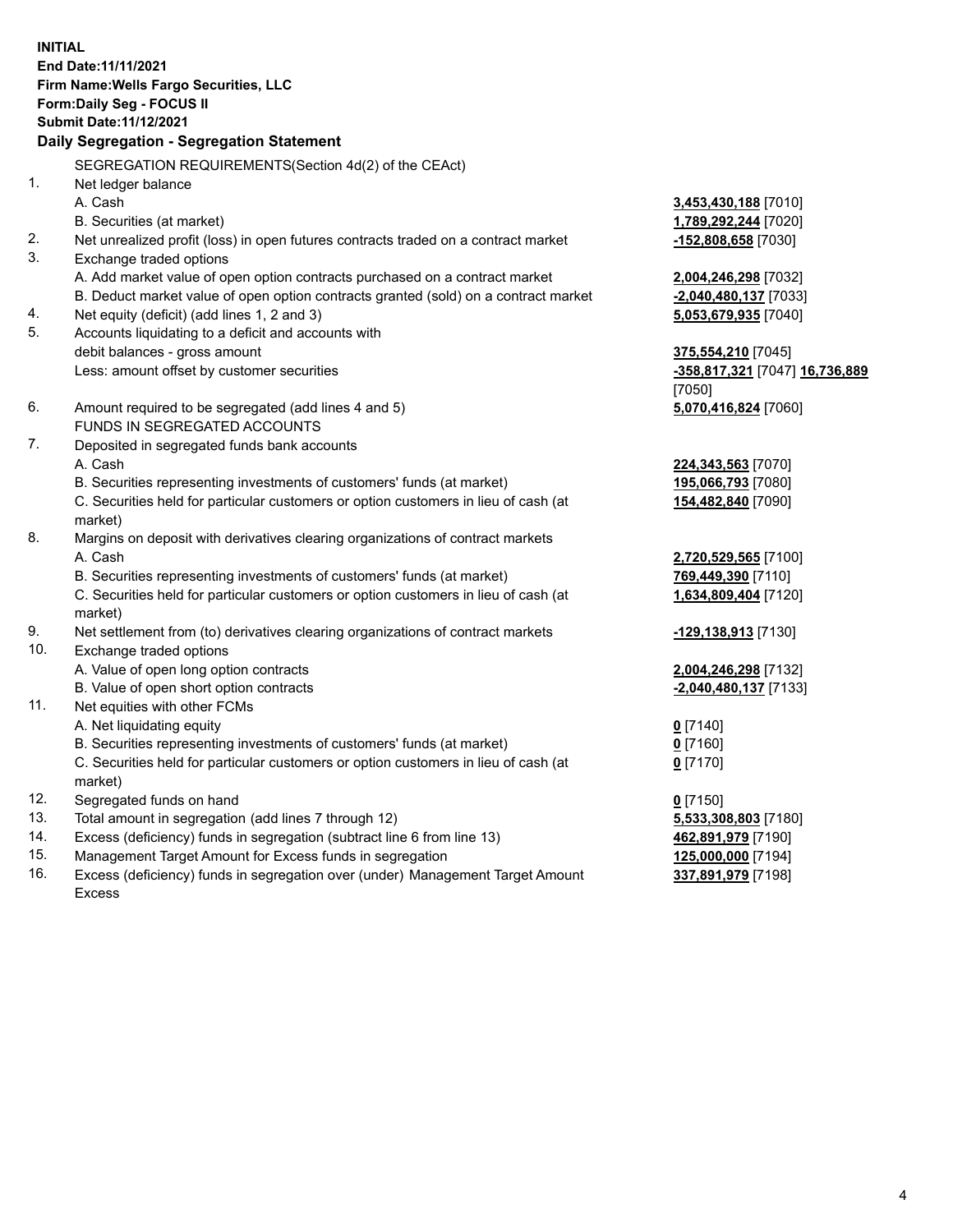**INITIAL**
**End Date:11/11/2021**
**Firm Name:Wells Fargo Securities, LLC**
**Form:Daily Seg - FOCUS II**
**Submit Date:11/12/2021**

## Daily Segregation - Segregation Statement

| | | |
|---|---|---|
| | SEGREGATION REQUIREMENTS(Section 4d(2) of the CEAct) | |
| 1. | Net ledger balance | |
| | A. Cash | **3,453,430,188** [7010] |
| | B. Securities (at market) | **1,789,292,244** [7020] |
| 2. | Net unrealized profit (loss) in open futures contracts traded on a contract market | **-152,808,658** [7030] |
| 3. | Exchange traded options | |
| | A. Add market value of open option contracts purchased on a contract market | **2,004,246,298** [7032] |
| | B. Deduct market value of open option contracts granted (sold) on a contract market | **-2,040,480,137** [7033] |
| 4. | Net equity (deficit) (add lines 1, 2 and 3) | **5,053,679,935** [7040] |
| 5. | Accounts liquidating to a deficit and accounts with debit balances - gross amount | **375,554,210** [7045] |
| | Less: amount offset by customer securities | **-358,817,321** [7047] **16,736,889** [7050] |
| 6. | Amount required to be segregated (add lines 4 and 5) | **5,070,416,824** [7060] |
| | FUNDS IN SEGREGATED ACCOUNTS | |
| 7. | Deposited in segregated funds bank accounts | |
| | A. Cash | **224,343,563** [7070] |
| | B. Securities representing investments of customers' funds (at market) | **195,066,793** [7080] |
| | C. Securities held for particular customers or option customers in lieu of cash (at market) | **154,482,840** [7090] |
| 8. | Margins on deposit with derivatives clearing organizations of contract markets | |
| | A. Cash | **2,720,529,565** [7100] |
| | B. Securities representing investments of customers' funds (at market) | **769,449,390** [7110] |
| | C. Securities held for particular customers or option customers in lieu of cash (at market) | **1,634,809,404** [7120] |
| 9. | Net settlement from (to) derivatives clearing organizations of contract markets | **-129,138,913** [7130] |
| 10. | Exchange traded options | |
| | A. Value of open long option contracts | **2,004,246,298** [7132] |
| | B. Value of open short option contracts | **-2,040,480,137** [7133] |
| 11. | Net equities with other FCMs | |
| | A. Net liquidating equity | **0** [7140] |
| | B. Securities representing investments of customers' funds (at market) | **0** [7160] |
| | C. Securities held for particular customers or option customers in lieu of cash (at market) | **0** [7170] |
| 12. | Segregated funds on hand | **0** [7150] |
| 13. | Total amount in segregation (add lines 7 through 12) | **5,533,308,803** [7180] |
| 14. | Excess (deficiency) funds in segregation (subtract line 6 from line 13) | **462,891,979** [7190] |
| 15. | Management Target Amount for Excess funds in segregation | **125,000,000** [7194] |
| 16. | Excess (deficiency) funds in segregation over (under) Management Target Amount Excess | **337,891,979** [7198] |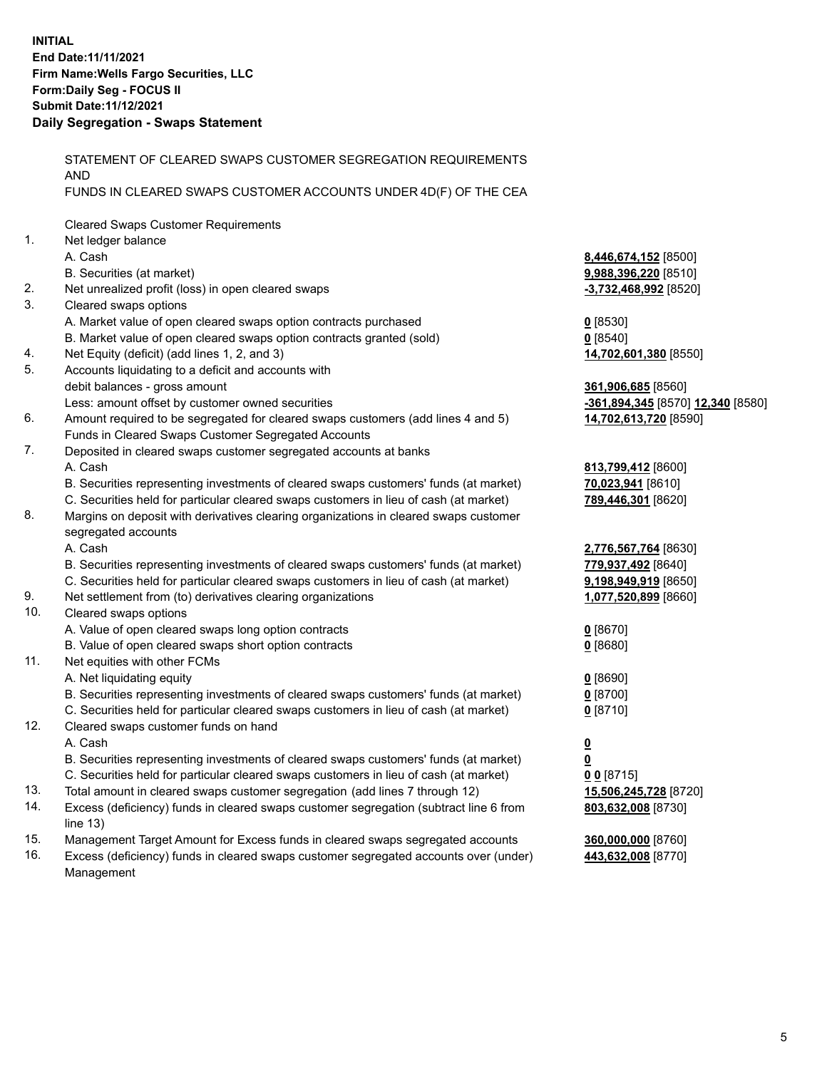**INITIAL**
**End Date:11/11/2021**
**Firm Name:Wells Fargo Securities, LLC**
**Form:Daily Seg - FOCUS II**
**Submit Date:11/12/2021**
**Daily Segregation - Swaps Statement**

STATEMENT OF CLEARED SWAPS CUSTOMER SEGREGATION REQUIREMENTS AND FUNDS IN CLEARED SWAPS CUSTOMER ACCOUNTS UNDER 4D(F) OF THE CEA

| | | |
|---|---|---|
| | Cleared Swaps Customer Requirements | |
| 1. | Net ledger balance | |
| | A. Cash | **8,446,674,152** [8500] |
| | B. Securities (at market) | **9,988,396,220** [8510] |
| 2. | Net unrealized profit (loss) in open cleared swaps | **-3,732,468,992** [8520] |
| 3. | Cleared swaps options | |
| | A. Market value of open cleared swaps option contracts purchased | **0** [8530] |
| | B. Market value of open cleared swaps option contracts granted (sold) | **0** [8540] |
| 4. | Net Equity (deficit) (add lines 1, 2, and 3) | **14,702,601,380** [8550] |
| 5. | Accounts liquidating to a deficit and accounts with debit balances - gross amount | **361,906,685** [8560] |
| | Less: amount offset by customer owned securities | **-361,894,345** [8570] **12,340** [8580] |
| 6. | Amount required to be segregated for cleared swaps customers (add lines 4 and 5) | **14,702,613,720** [8590] |
| | Funds in Cleared Swaps Customer Segregated Accounts | |
| 7. | Deposited in cleared swaps customer segregated accounts at banks | |
| | A. Cash | **813,799,412** [8600] |
| | B. Securities representing investments of cleared swaps customers' funds (at market) | **70,023,941** [8610] |
| | C. Securities held for particular cleared swaps customers in lieu of cash (at market) | **789,446,301** [8620] |
| 8. | Margins on deposit with derivatives clearing organizations in cleared swaps customer segregated accounts | |
| | A. Cash | **2,776,567,764** [8630] |
| | B. Securities representing investments of cleared swaps customers' funds (at market) | **779,937,492** [8640] |
| | C. Securities held for particular cleared swaps customers in lieu of cash (at market) | **9,198,949,919** [8650] |
| 9. | Net settlement from (to) derivatives clearing organizations | **1,077,520,899** [8660] |
| 10. | Cleared swaps options | |
| | A. Value of open cleared swaps long option contracts | **0** [8670] |
| | B. Value of open cleared swaps short option contracts | **0** [8680] |
| 11. | Net equities with other FCMs | |
| | A. Net liquidating equity | **0** [8690] |
| | B. Securities representing investments of cleared swaps customers' funds (at market) | **0** [8700] |
| | C. Securities held for particular cleared swaps customers in lieu of cash (at market) | **0** [8710] |
| 12. | Cleared swaps customer funds on hand | |
| | A. Cash | **0** |
| | B. Securities representing investments of cleared swaps customers' funds (at market) | **0** |
| | C. Securities held for particular cleared swaps customers in lieu of cash (at market) | **0** **0** [8715] |
| 13. | Total amount in cleared swaps customer segregation (add lines 7 through 12) | **15,506,245,728** [8720] |
| 14. | Excess (deficiency) funds in cleared swaps customer segregation (subtract line 6 from line 13) | **803,632,008** [8730] |
| 15. | Management Target Amount for Excess funds in cleared swaps segregated accounts | **360,000,000** [8760] |
| 16. | Excess (deficiency) funds in cleared swaps customer segregated accounts over (under) Management | **443,632,008** [8770] |